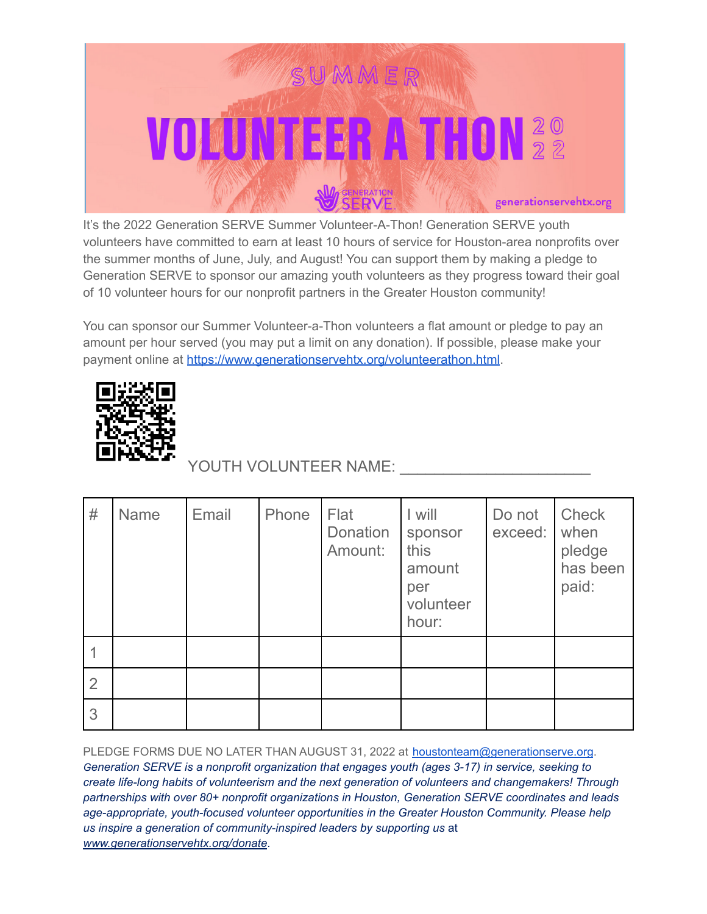# SUMMER VOLUNTEER A THON 2022

GENERATION SERVE

generationservehtx.org

It's the 2022 Generation SERVE Summer Volunteer-A-Thon! Generation SERVE youth volunteers have committed to earn at least 10 hours of service for Houston-area nonprofits over the summer months of June, July, and August! You can support them by making a pledge to Generation SERVE to sponsor our amazing youth volunteers as they progress toward their goal of 10 volunteer hours for our nonprofit partners in the Greater Houston community!

You can sponsor our Summer Volunteer-a-Thon volunteers a flat amount or pledge to pay an amount per hour served (you may put a limit on any donation). If possible, please make your payment online at https://www.generationservehtx.org/volunteerathon.html.

YOUTH VOLUNTEER NAME: ______________________

| # | Name | Email | Phone | Flat Donation Amount: | I will sponsor this amount per volunteer hour: | Do not exceed: | Check when pledge has been paid: |
|---|---|---|---|---|---|---|---|
| 1 | | | | | | | |
| 2 | | | | | | | |
| 3 | | | | | | | |

PLEDGE FORMS DUE NO LATER THAN AUGUST 31, 2022 at houstonteam@generationserve.org.

*Generation SERVE is a nonprofit organization that engages youth (ages 3-17) in service, seeking to create life-long habits of volunteerism and the next generation of volunteers and changemakers! Through partnerships with over 80+ nonprofit organizations in Houston, Generation SERVE coordinates and leads age-appropriate, youth-focused volunteer opportunities in the Greater Houston Community. Please help us inspire a generation of community-inspired leaders by supporting us* at *www.generationservehtx.org/donate*.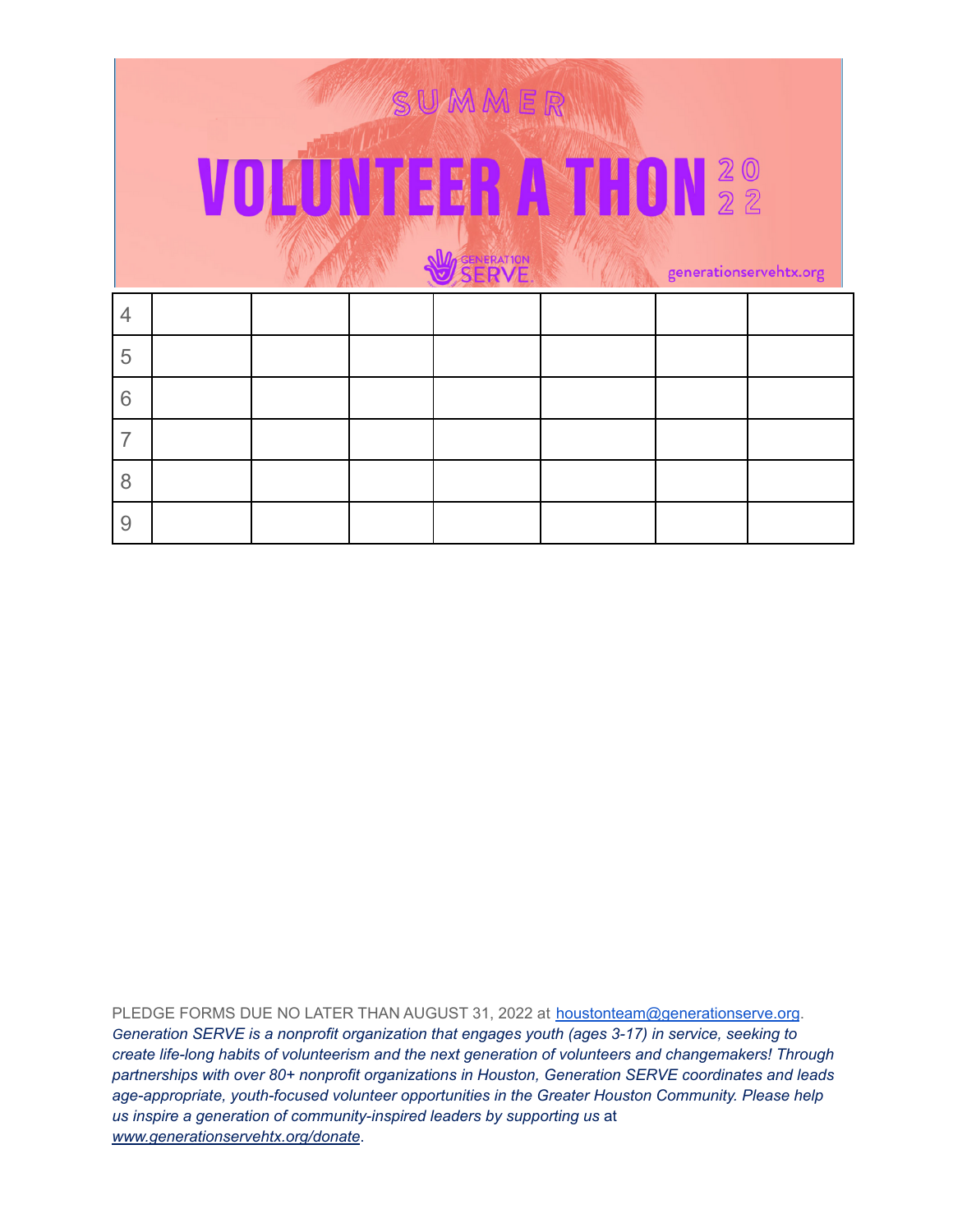# SUMMER VOLUNTEER A THON 2022

GENERATION SERVE

generationservehtx.org

| | | | | | | | |
|---|---|---|---|---|---|---|---|
| 4 | | | | | | | |
| 5 | | | | | | | |
| 6 | | | | | | | |
| 7 | | | | | | | |
| 8 | | | | | | | |
| 9 | | | | | | | |

PLEDGE FORMS DUE NO LATER THAN AUGUST 31, 2022 at houstonteam@generationserve.org.
*Generation SERVE is a nonprofit organization that engages youth (ages 3-17) in service, seeking to create life-long habits of volunteerism and the next generation of volunteers and changemakers! Through partnerships with over 80+ nonprofit organizations in Houston, Generation SERVE coordinates and leads age-appropriate, youth-focused volunteer opportunities in the Greater Houston Community. Please help us inspire a generation of community-inspired leaders by supporting us* at *www.generationservehtx.org/donate*.